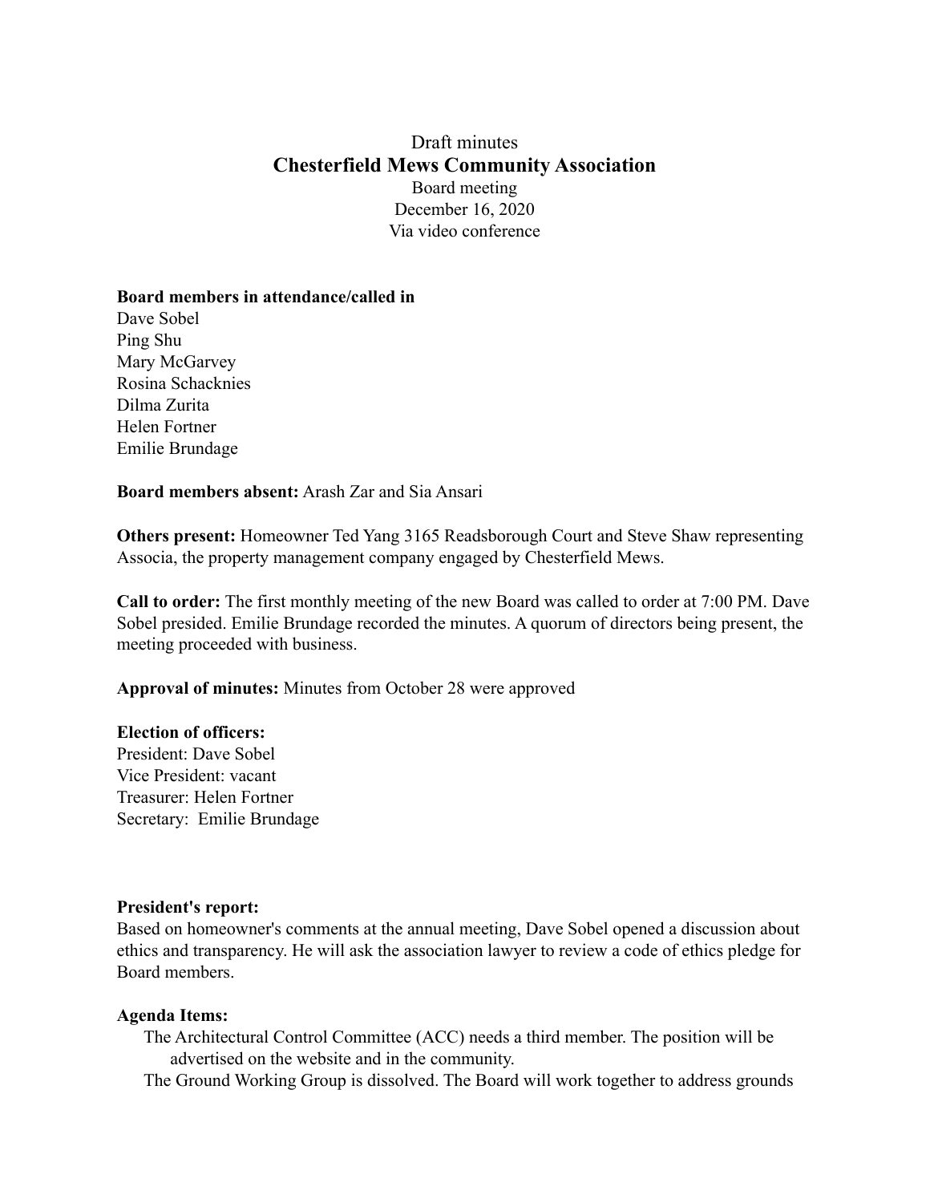Draft minutes

# Chesterfield Mews Community Association

Board meeting
December 16, 2020
Via video conference

**Board members in attendance/called in**
Dave Sobel
Ping Shu
Mary McGarvey
Rosina Schacknies
Dilma Zurita
Helen Fortner
Emilie Brundage

**Board members absent:** Arash Zar and Sia Ansari

**Others present:** Homeowner Ted Yang 3165 Readsborough Court and Steve Shaw representing Associa, the property management company engaged by Chesterfield Mews.

**Call to order:** The first monthly meeting of the new Board was called to order at 7:00 PM. Dave Sobel presided. Emilie Brundage recorded the minutes. A quorum of directors being present, the meeting proceeded with business.

**Approval of minutes:** Minutes from October 28 were approved

**Election of officers:**
President: Dave Sobel
Vice President: vacant
Treasurer: Helen Fortner
Secretary: Emilie Brundage

**President's report:**
Based on homeowner's comments at the annual meeting, Dave Sobel opened a discussion about ethics and transparency. He will ask the association lawyer to review a code of ethics pledge for Board members.

**Agenda Items:**

- The Architectural Control Committee (ACC) needs a third member. The position will be advertised on the website and in the community.
- The Ground Working Group is dissolved. The Board will work together to address grounds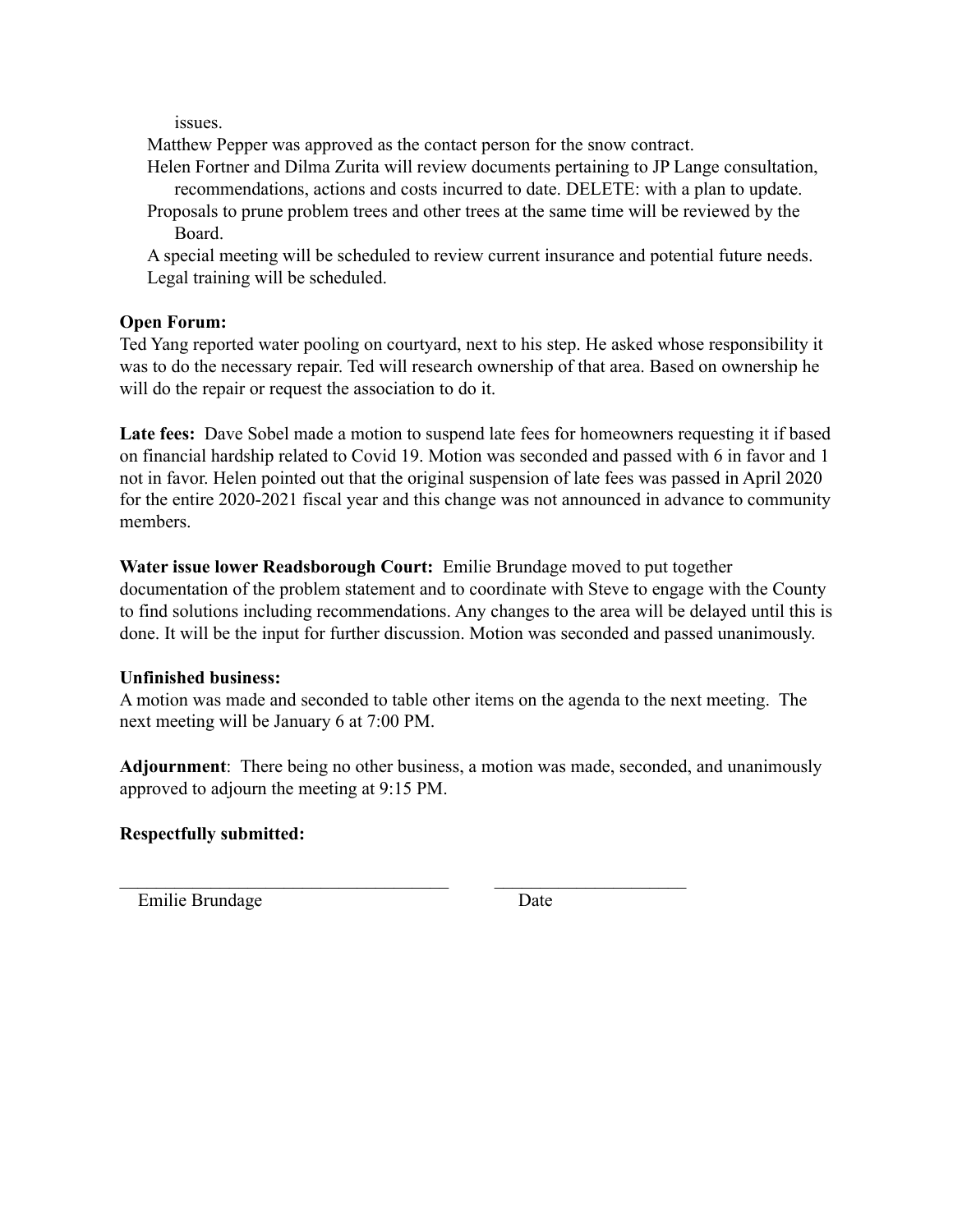issues.

Matthew Pepper was approved as the contact person for the snow contract.

Helen Fortner and Dilma Zurita will review documents pertaining to JP Lange consultation, recommendations, actions and costs incurred to date. DELETE: with a plan to update.

Proposals to prune problem trees and other trees at the same time will be reviewed by the Board.

A special meeting will be scheduled to review current insurance and potential future needs.

Legal training will be scheduled.

**Open Forum:**
Ted Yang reported water pooling on courtyard, next to his step. He asked whose responsibility it was to do the necessary repair. Ted will research ownership of that area. Based on ownership he will do the repair or request the association to do it.

**Late fees:** Dave Sobel made a motion to suspend late fees for homeowners requesting it if based on financial hardship related to Covid 19. Motion was seconded and passed with 6 in favor and 1 not in favor. Helen pointed out that the original suspension of late fees was passed in April 2020 for the entire 2020-2021 fiscal year and this change was not announced in advance to community members.

**Water issue lower Readsborough Court:** Emilie Brundage moved to put together documentation of the problem statement and to coordinate with Steve to engage with the County to find solutions including recommendations. Any changes to the area will be delayed until this is done. It will be the input for further discussion. Motion was seconded and passed unanimously.

**Unfinished business:**
A motion was made and seconded to table other items on the agenda to the next meeting. The next meeting will be January 6 at 7:00 PM.

**Adjournment**: There being no other business, a motion was made, seconded, and unanimously approved to adjourn the meeting at 9:15 PM.

**Respectfully submitted:**

_____________________________________ _____________________

Emilie Brundage Date